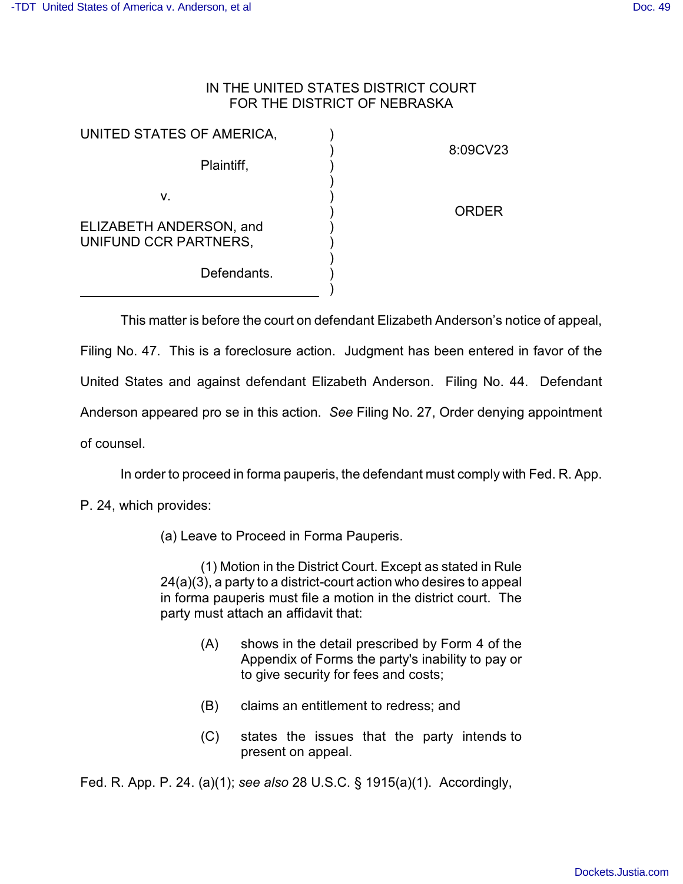IN THE UNITED STATES DISTRICT COURT
FOR THE DISTRICT OF NEBRASKA

| | | |
|---|---|---|
| UNITED STATES OF AMERICA, | ) | 8:09CV23 |
| Plaintiff, | ) | |
| v. | ) | ORDER |
| ELIZABETH ANDERSON, and UNIFUND CCR PARTNERS, | ) | |
| Defendants. | ) | |

This matter is before the court on defendant Elizabeth Anderson's notice of appeal, Filing No. 47. This is a foreclosure action. Judgment has been entered in favor of the United States and against defendant Elizabeth Anderson. Filing No. 44. Defendant Anderson appeared pro se in this action. *See* Filing No. 27, Order denying appointment of counsel.

In order to proceed in forma pauperis, the defendant must comply with Fed. R. App. P. 24, which provides:

> (a) Leave to Proceed in Forma Pauperis.
>
> (1) Motion in the District Court. Except as stated in Rule 24(a)(3), a party to a district-court action who desires to appeal in forma pauperis must file a motion in the district court. The party must attach an affidavit that:
>
> (A) shows in the detail prescribed by Form 4 of the Appendix of Forms the party's inability to pay or to give security for fees and costs;
>
> (B) claims an entitlement to redress; and
>
> (C) states the issues that the party intends to present on appeal.

Fed. R. App. P. 24. (a)(1); *see also* 28 U.S.C. § 1915(a)(1). Accordingly,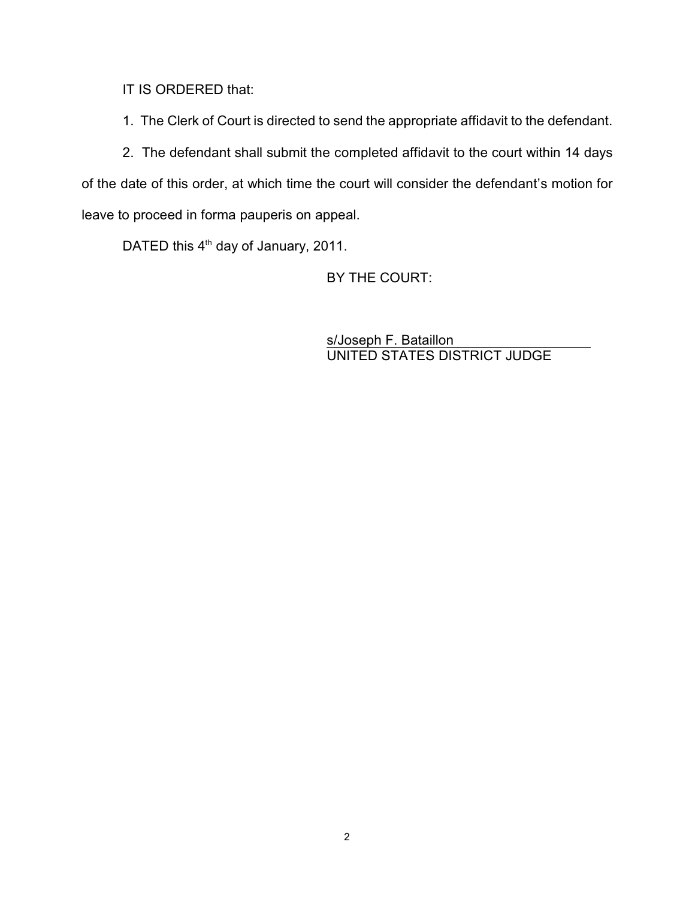IT IS ORDERED that:

1. The Clerk of Court is directed to send the appropriate affidavit to the defendant.

2. The defendant shall submit the completed affidavit to the court within 14 days of the date of this order, at which time the court will consider the defendant's motion for leave to proceed in forma pauperis on appeal.

DATED this 4th day of January, 2011.

BY THE COURT:

s/Joseph F. Bataillon
UNITED STATES DISTRICT JUDGE